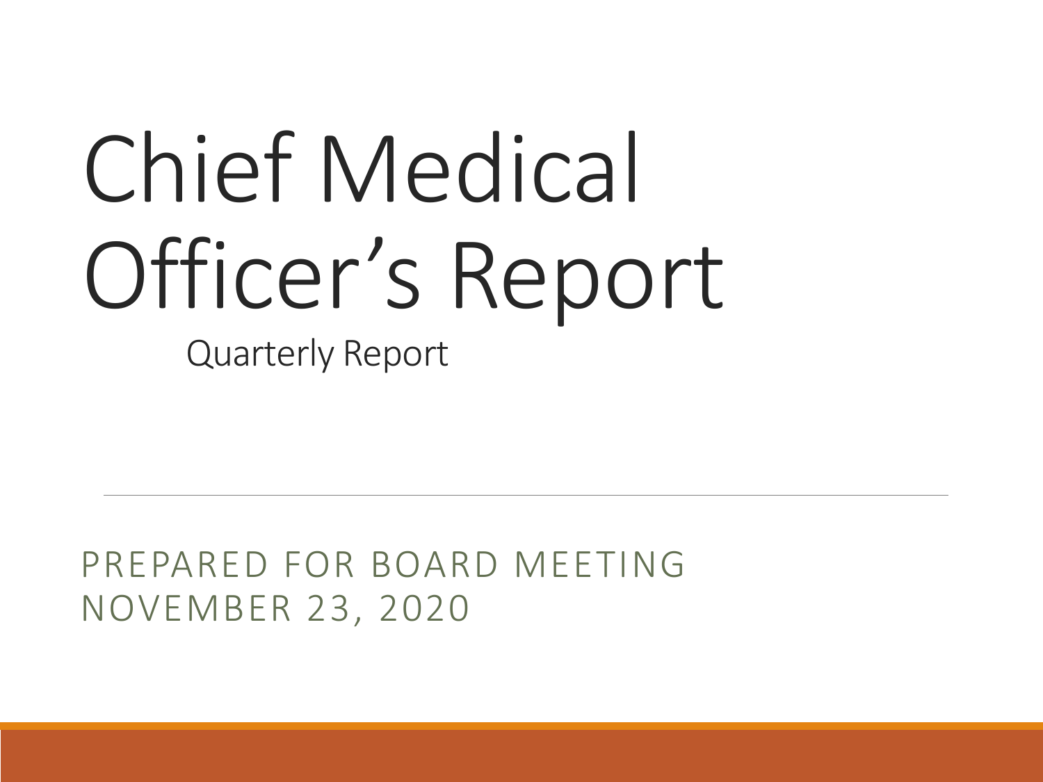# Chief Medical Officer's Report

Quarterly Report

PREPARED FOR BOARD MEETING
NOVEMBER 23, 2020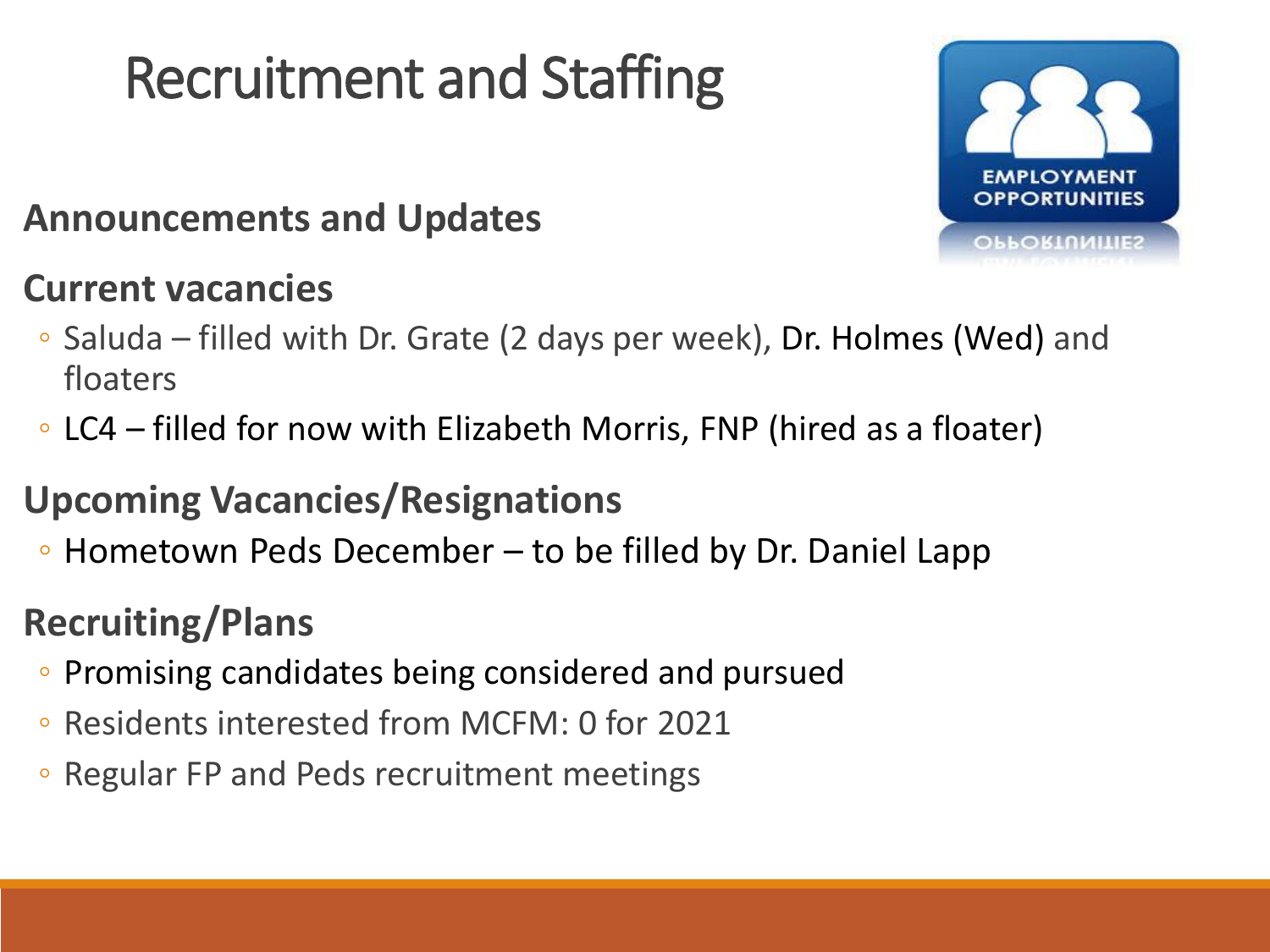# Recruitment and Staffing

**Announcements and Updates**

**Current vacancies**

- Saluda – filled with Dr. Grate (2 days per week), Dr. Holmes (Wed) and floaters
- LC4 – filled for now with Elizabeth Morris, FNP (hired as a floater)

**Upcoming Vacancies/Resignations**

- Hometown Peds December – to be filled by Dr. Daniel Lapp

**Recruiting/Plans**

- Promising candidates being considered and pursued
- Residents interested from MCFM: 0 for 2021
- Regular FP and Peds recruitment meetings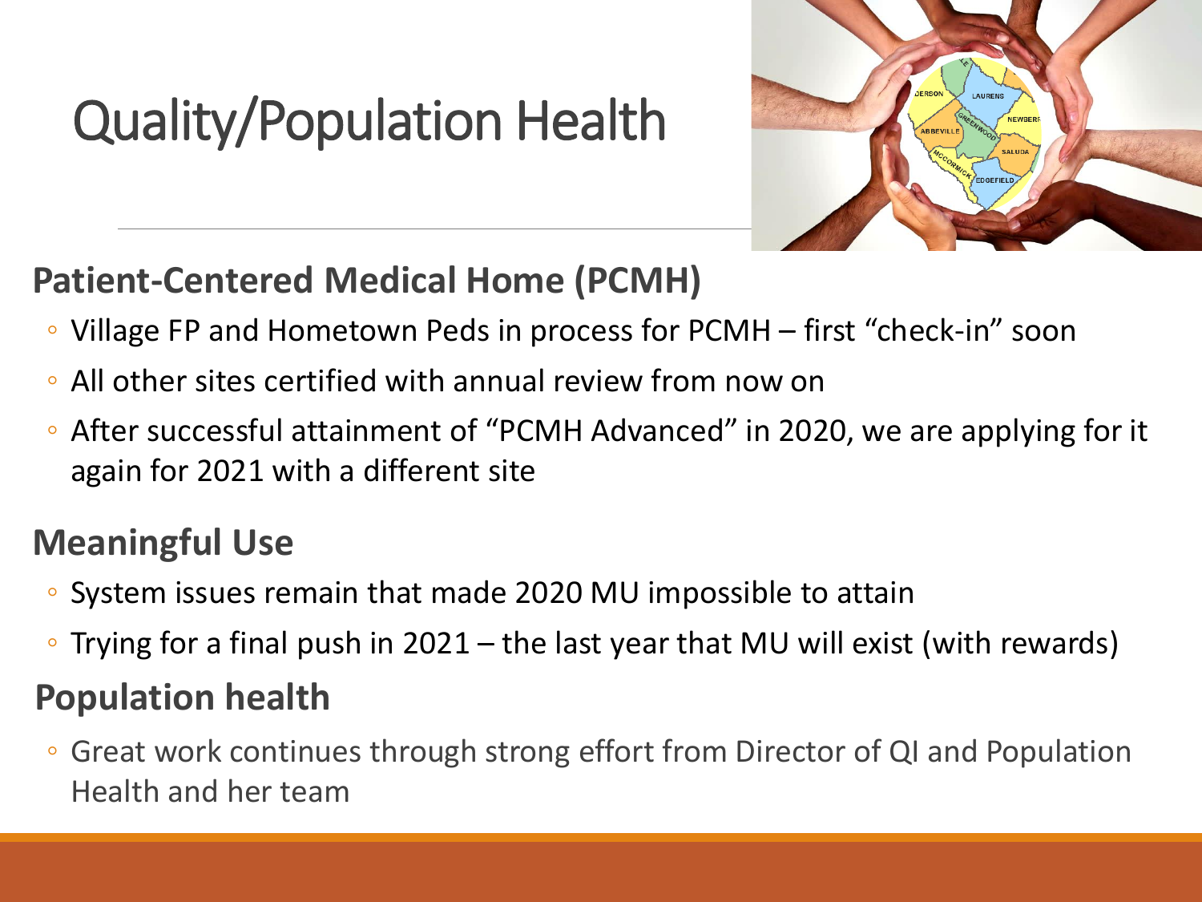# Quality/Population Health

## Patient-Centered Medical Home (PCMH)

- Village FP and Hometown Peds in process for PCMH – first "check-in" soon
- All other sites certified with annual review from now on
- After successful attainment of "PCMH Advanced" in 2020, we are applying for it again for 2021 with a different site

## Meaningful Use

- System issues remain that made 2020 MU impossible to attain
- Trying for a final push in 2021 – the last year that MU will exist (with rewards)

## Population health

- Great work continues through strong effort from Director of QI and Population Health and her team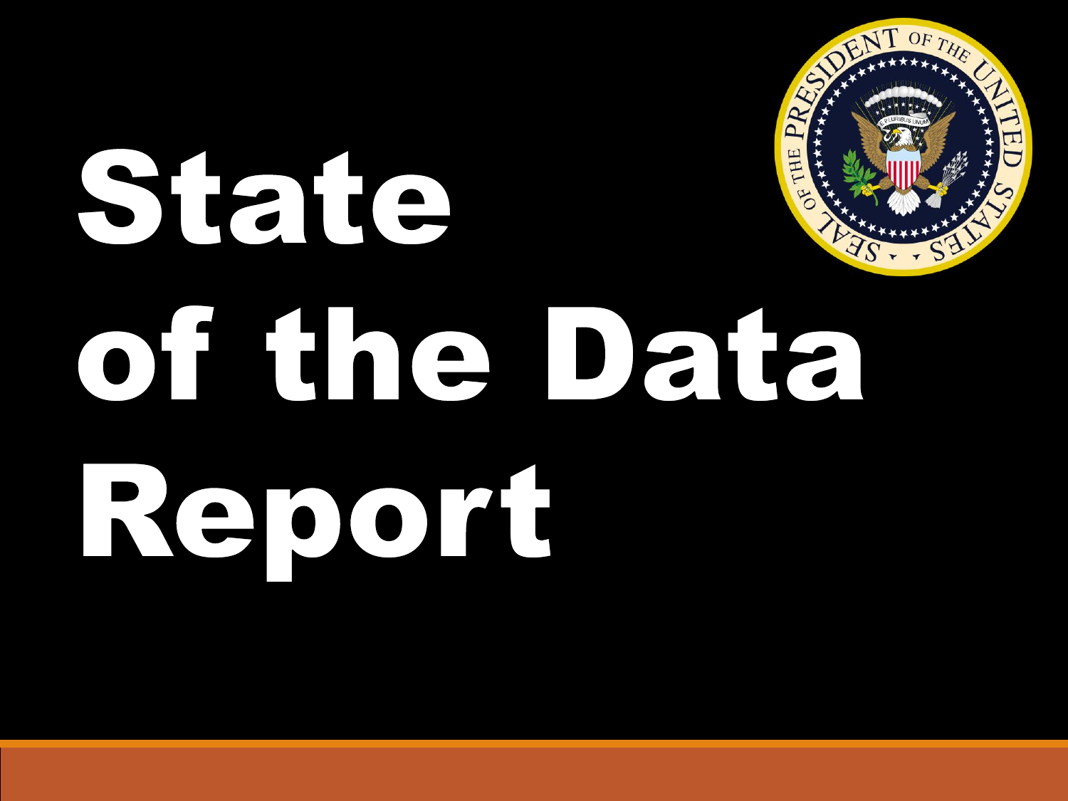# State of the Data Report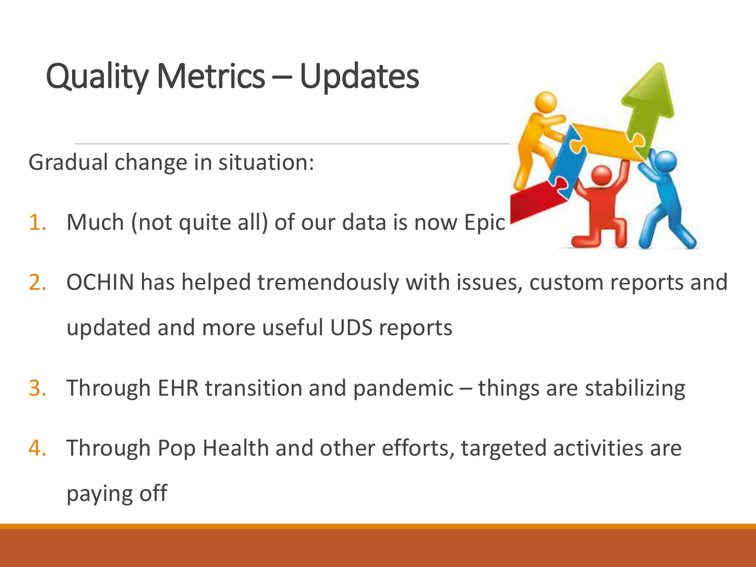# Quality Metrics – Updates

Gradual change in situation:

1. Much (not quite all) of our data is now Epic
2. OCHIN has helped tremendously with issues, custom reports and updated and more useful UDS reports
3. Through EHR transition and pandemic – things are stabilizing
4. Through Pop Health and other efforts, targeted activities are paying off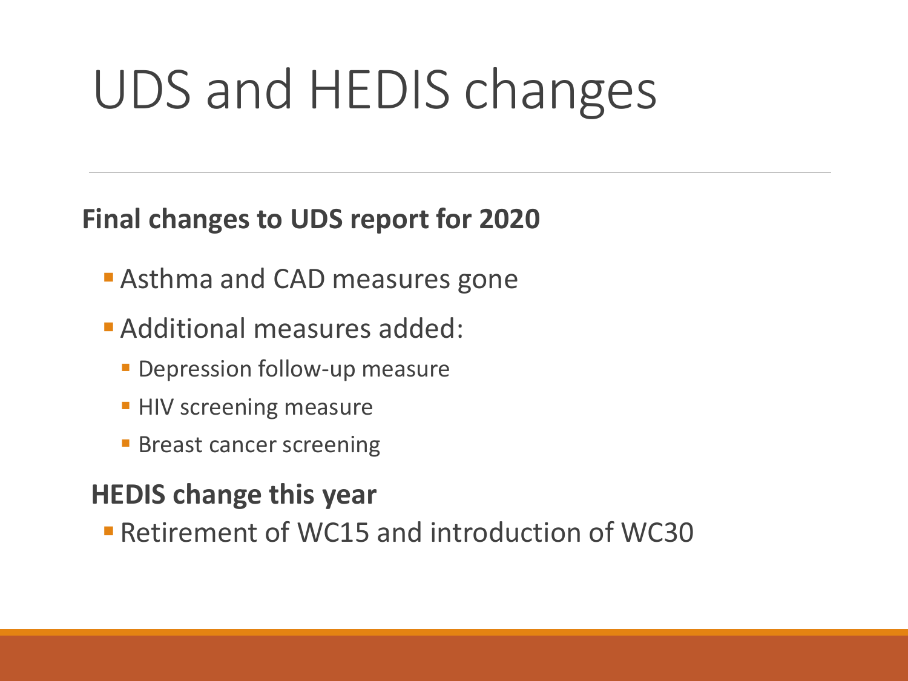# UDS and HEDIS changes

**Final changes to UDS report for 2020**

- Asthma and CAD measures gone
- Additional measures added:
  - Depression follow-up measure
  - HIV screening measure
  - Breast cancer screening

**HEDIS change this year**

- Retirement of WC15 and introduction of WC30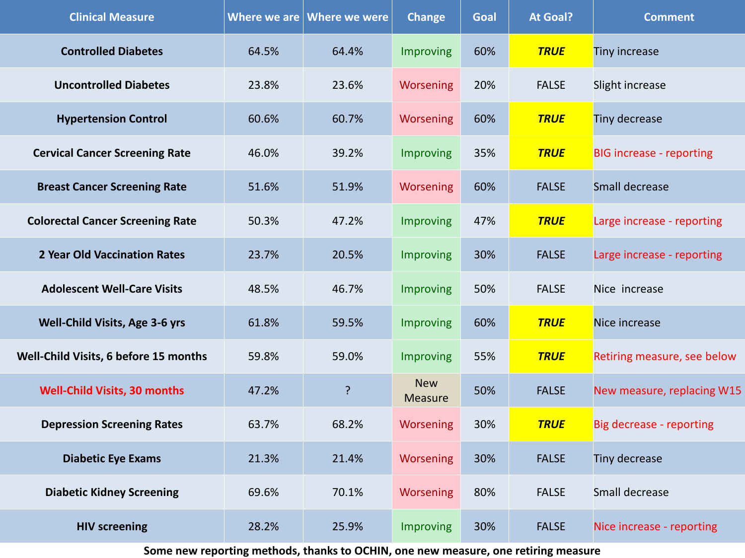| Clinical Measure | Where we are | Where we were | Change | Goal | At Goal? | Comment |
|---|---|---|---|---|---|---|
| **Controlled Diabetes** | 64.5% | 64.4% | Improving | 60% | ***TRUE*** | Tiny increase |
| **Uncontrolled Diabetes** | 23.8% | 23.6% | Worsening | 20% | FALSE | Slight increase |
| **Hypertension Control** | 60.6% | 60.7% | Worsening | 60% | ***TRUE*** | Tiny decrease |
| **Cervical Cancer Screening Rate** | 46.0% | 39.2% | Improving | 35% | ***TRUE*** | BIG increase - reporting |
| **Breast Cancer Screening Rate** | 51.6% | 51.9% | Worsening | 60% | FALSE | Small decrease |
| **Colorectal Cancer Screening Rate** | 50.3% | 47.2% | Improving | 47% | ***TRUE*** | Large increase - reporting |
| **2 Year Old Vaccination Rates** | 23.7% | 20.5% | Improving | 30% | FALSE | Large increase - reporting |
| **Adolescent Well-Care Visits** | 48.5% | 46.7% | Improving | 50% | FALSE | Nice increase |
| **Well-Child Visits, Age 3-6 yrs** | 61.8% | 59.5% | Improving | 60% | ***TRUE*** | Nice increase |
| **Well-Child Visits, 6 before 15 months** | 59.8% | 59.0% | Improving | 55% | ***TRUE*** | Retiring measure, see below |
| **Well-Child Visits, 30 months** | 47.2% | ? | New Measure | 50% | FALSE | New measure, replacing W15 |
| **Depression Screening Rates** | 63.7% | 68.2% | Worsening | 30% | ***TRUE*** | Big decrease - reporting |
| **Diabetic Eye Exams** | 21.3% | 21.4% | Worsening | 30% | FALSE | Tiny decrease |
| **Diabetic Kidney Screening** | 69.6% | 70.1% | Worsening | 80% | FALSE | Small decrease |
| **HIV screening** | 28.2% | 25.9% | Improving | 30% | FALSE | Nice increase - reporting |

**Some new reporting methods, thanks to OCHIN, one new measure, one retiring measure**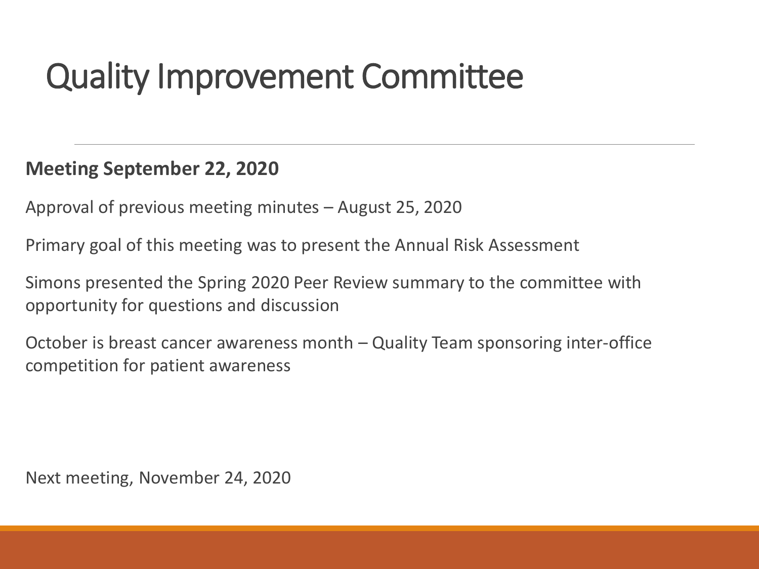# Quality Improvement Committee

**Meeting September 22, 2020**

Approval of previous meeting minutes – August 25, 2020

Primary goal of this meeting was to present the Annual Risk Assessment

Simons presented the Spring 2020 Peer Review summary to the committee with opportunity for questions and discussion

October is breast cancer awareness month – Quality Team sponsoring inter-office competition for patient awareness

Next meeting, November 24, 2020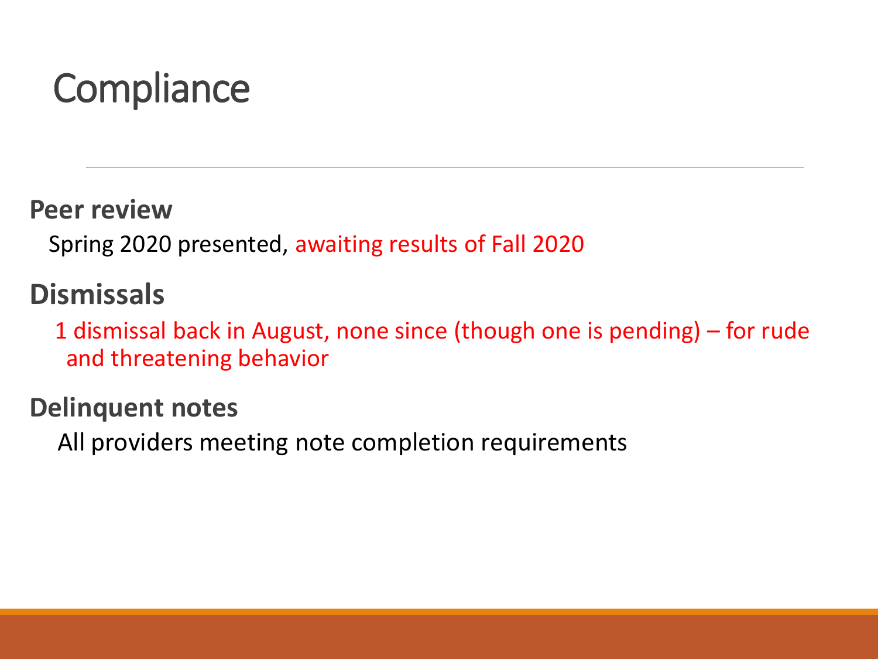# Compliance

**Peer review**

Spring 2020 presented, awaiting results of Fall 2020

**Dismissals**

1 dismissal back in August, none since (though one is pending) – for rude and threatening behavior

**Delinquent notes**

All providers meeting note completion requirements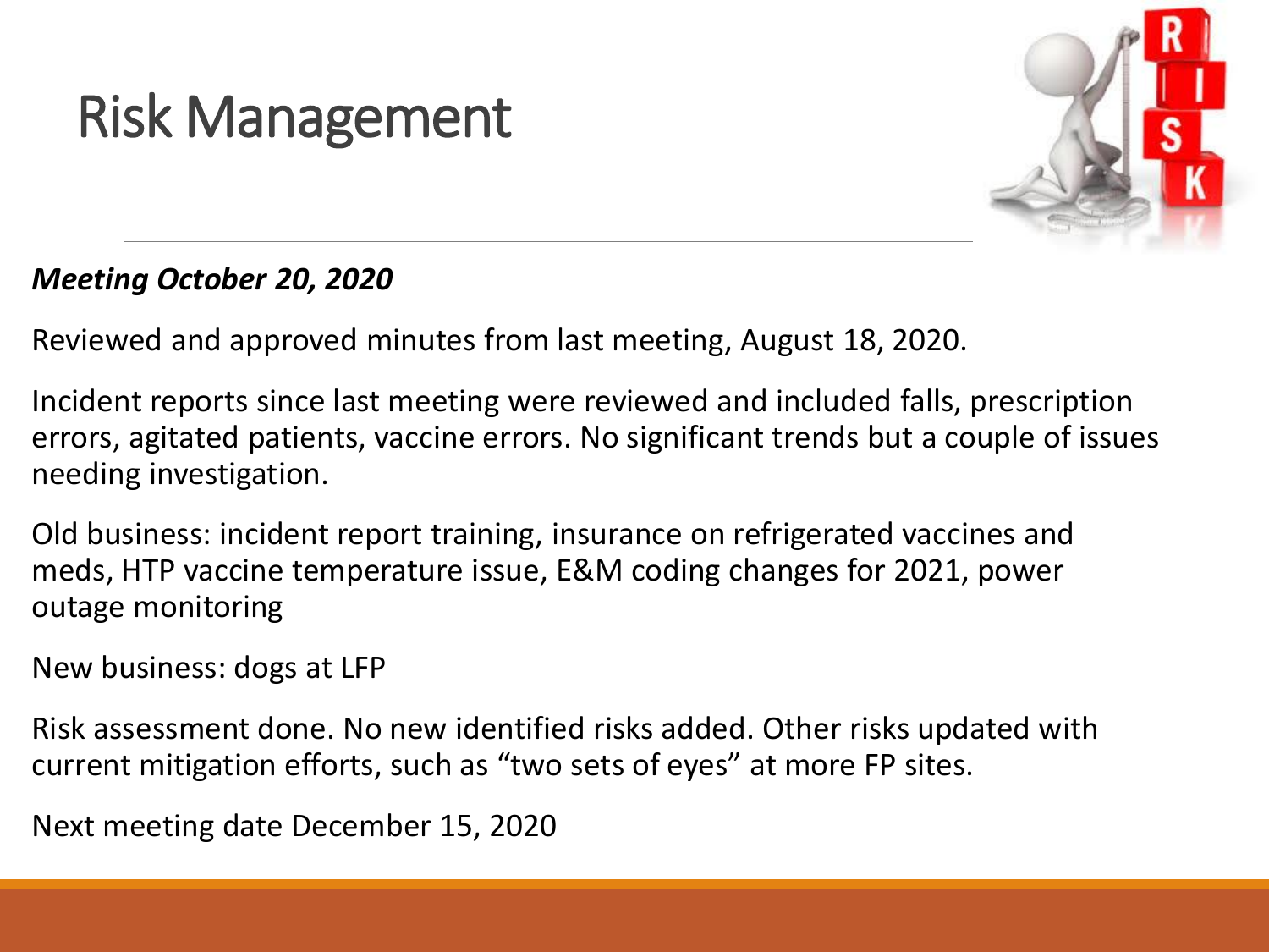# Risk Management

***Meeting October 20, 2020***

Reviewed and approved minutes from last meeting, August 18, 2020.

Incident reports since last meeting were reviewed and included falls, prescription errors, agitated patients, vaccine errors. No significant trends but a couple of issues needing investigation.

Old business: incident report training, insurance on refrigerated vaccines and meds, HTP vaccine temperature issue, E&M coding changes for 2021, power outage monitoring

New business: dogs at LFP

Risk assessment done. No new identified risks added. Other risks updated with current mitigation efforts, such as "two sets of eyes" at more FP sites.

Next meeting date December 15, 2020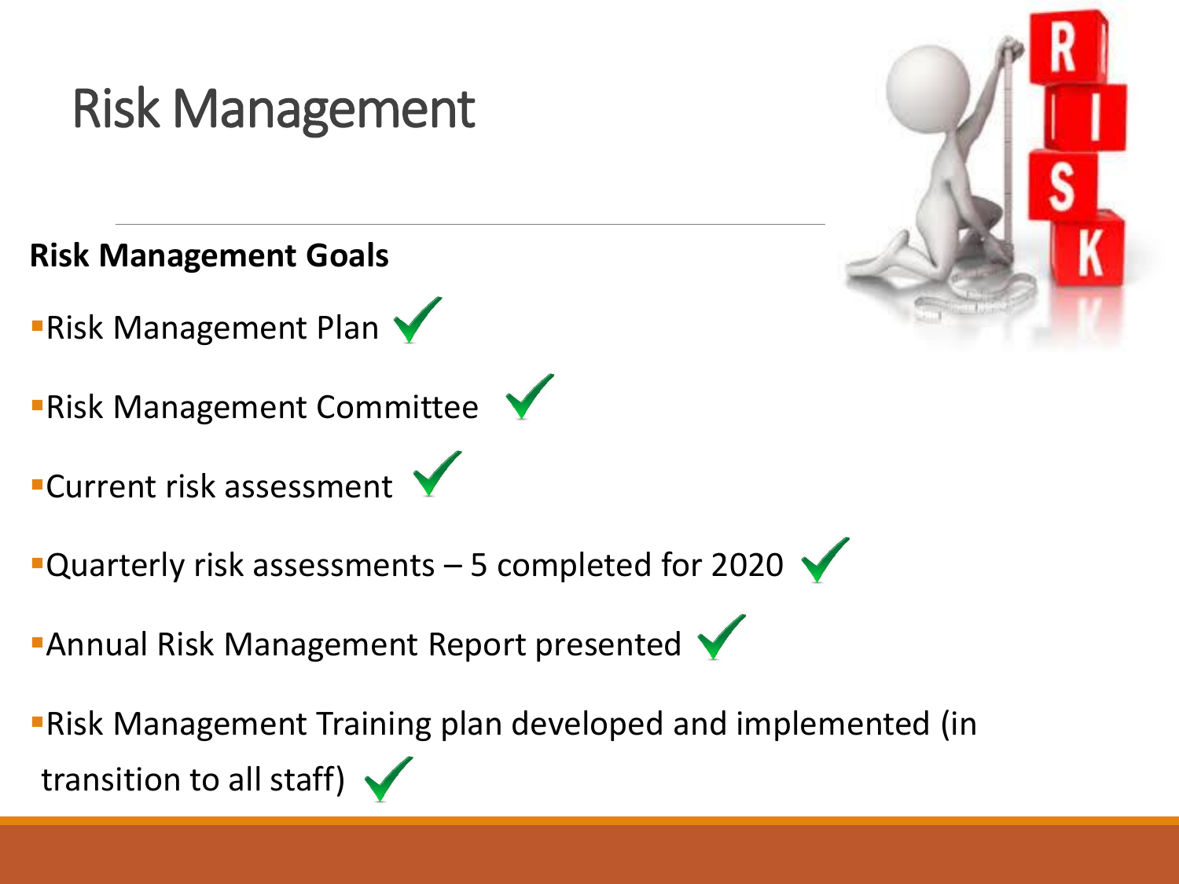# Risk Management

**Risk Management Goals**

- Risk Management Plan ✓
- Risk Management Committee ✓
- Current risk assessment ✓
- Quarterly risk assessments – 5 completed for 2020 ✓
- Annual Risk Management Report presented ✓
- Risk Management Training plan developed and implemented (in transition to all staff) ✓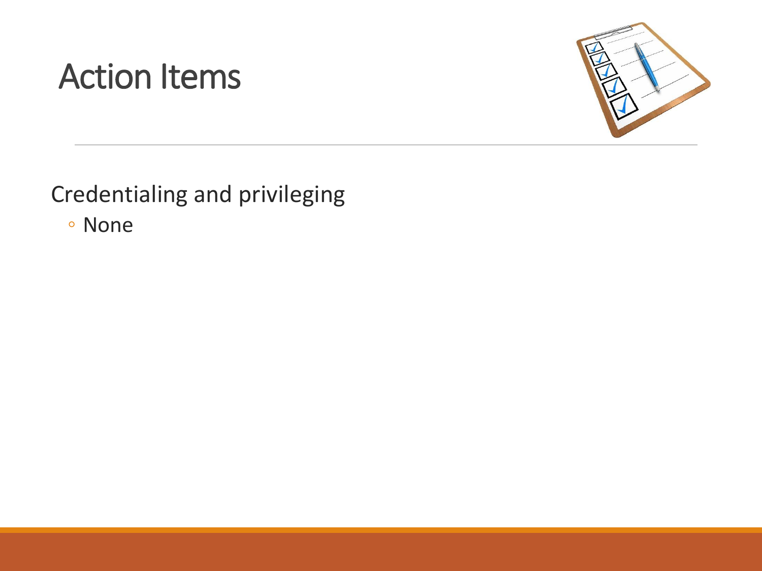# Action Items

Credentialing and privileging

- None